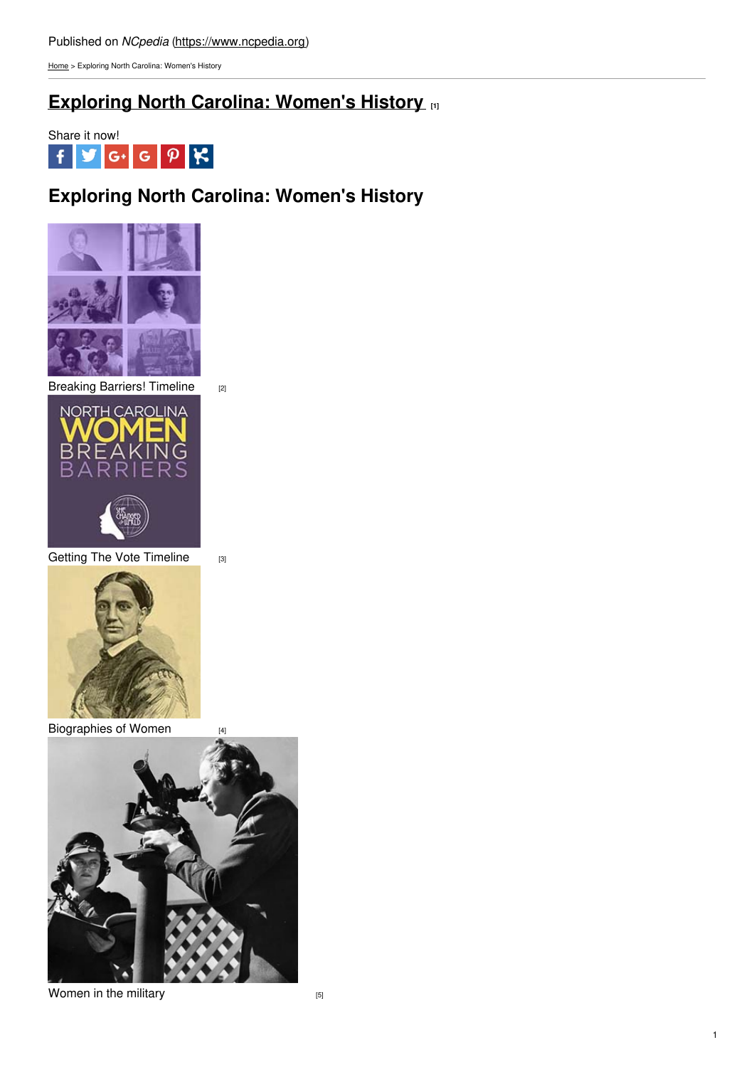Published on *NCpedia* (https://www.ncpedia.org)

Home > Exploring North Carolina: Women's History

# Exploring North Carolina: Women's History [1]

Share it now!

## Exploring North Carolina: Women's History

Breaking Barriers! Timeline [2]

Getting The Vote Timeline [3]

Biographies of Women [4]

Women in the military [5]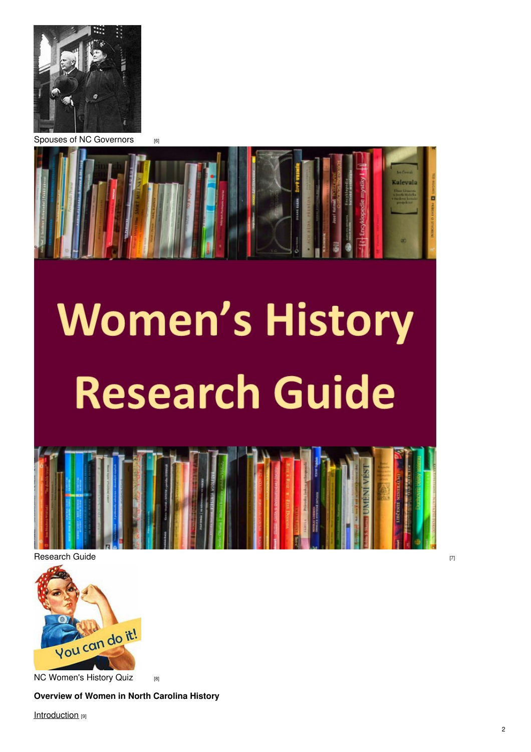Spouses of NC Governors [6]

Research Guide [7]

NC Women's History Quiz [8]

**Overview of Women in North Carolina History**

Introduction [9]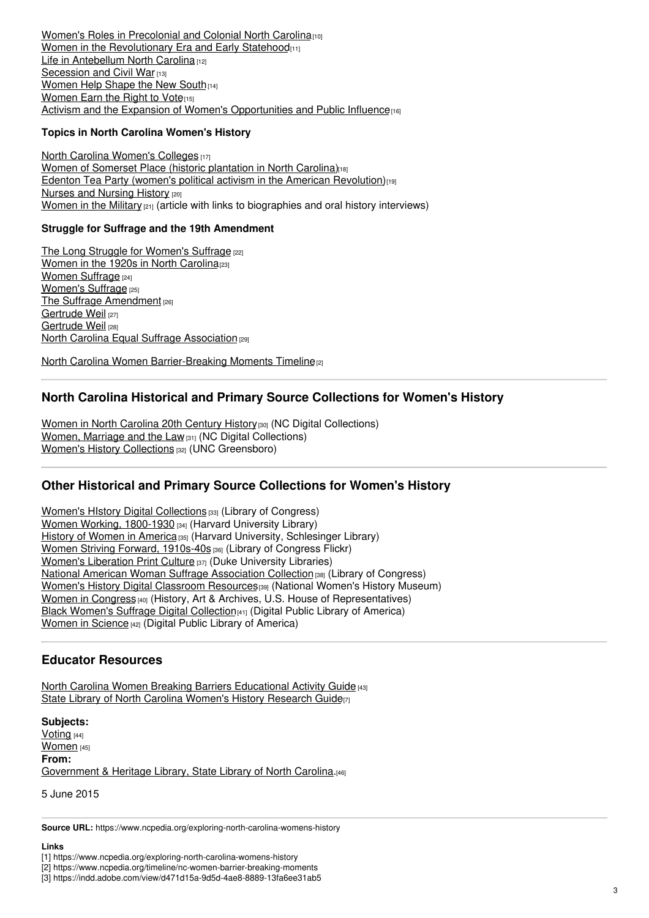Women's Roles in Precolonial and Colonial North Carolina [10]
Women in the Revolutionary Era and Early Statehood [11]
Life in Antebellum North Carolina [12]
Secession and Civil War [13]
Women Help Shape the New South [14]
Women Earn the Right to Vote [15]
Activism and the Expansion of Women's Opportunities and Public Influence [16]

**Topics in North Carolina Women's History**

North Carolina Women's Colleges [17]
Women of Somerset Place (historic plantation in North Carolina) [18]
Edenton Tea Party (women's political activism in the American Revolution) [19]
Nurses and Nursing History [20]
Women in the Military [21] (article with links to biographies and oral history interviews)

**Struggle for Suffrage and the 19th Amendment**

The Long Struggle for Women's Suffrage [22]
Women in the 1920s in North Carolina [23]
Women Suffrage [24]
Women's Suffrage [25]
The Suffrage Amendment [26]
Gertrude Weil [27]
Gertrude Weil [28]
North Carolina Equal Suffrage Association [29]

North Carolina Women Barrier-Breaking Moments Timeline [2]

## North Carolina Historical and Primary Source Collections for Women's History

Women in North Carolina 20th Century History [30] (NC Digital Collections)
Women, Marriage and the Law [31] (NC Digital Collections)
Women's History Collections [32] (UNC Greensboro)

## Other Historical and Primary Source Collections for Women's History

Women's HIstory Digital Collections [33] (Library of Congress)
Women Working, 1800-1930 [34] (Harvard University Library)
History of Women in America [35] (Harvard University, Schlesinger Library)
Women Striving Forward, 1910s-40s [36] (Library of Congress Flickr)
Women's Liberation Print Culture [37] (Duke University Libraries)
National American Woman Suffrage Association Collection [38] (Library of Congress)
Women's History Digital Classroom Resources [39] (National Women's History Museum)
Women in Congress [40] (History, Art & Archives, U.S. House of Representatives)
Black Women's Suffrage Digital Collection [41] (Digital Public Library of America)
Women in Science [42] (Digital Public Library of America)

## Educator Resources

North Carolina Women Breaking Barriers Educational Activity Guide [43]
State Library of North Carolina Women's History Research Guide [7]

**Subjects:**
Voting [44]
Women [45]
**From:**
Government & Heritage Library, State Library of North Carolina. [46]

5 June 2015

**Source URL:** https://www.ncpedia.org/exploring-north-carolina-womens-history

**Links**
[1] https://www.ncpedia.org/exploring-north-carolina-womens-history
[2] https://www.ncpedia.org/timeline/nc-women-barrier-breaking-moments
[3] https://indd.adobe.com/view/d471d15a-9d5d-4ae8-8889-13fa6ee31ab5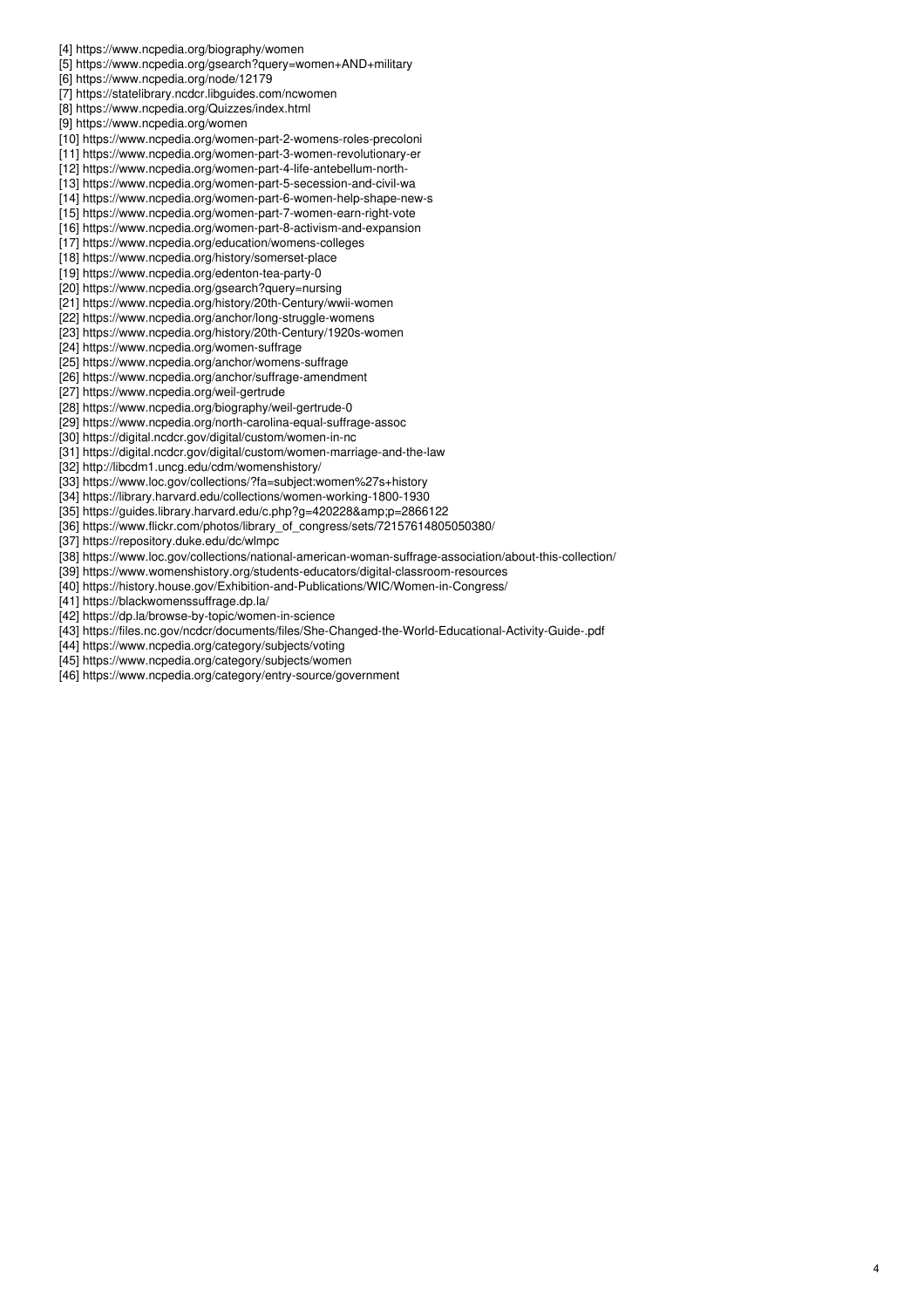[4] https://www.ncpedia.org/biography/women
[5] https://www.ncpedia.org/gsearch?query=women+AND+military
[6] https://www.ncpedia.org/node/12179
[7] https://statelibrary.ncdcr.libguides.com/ncwomen
[8] https://www.ncpedia.org/Quizzes/index.html
[9] https://www.ncpedia.org/women
[10] https://www.ncpedia.org/women-part-2-womens-roles-precoloni
[11] https://www.ncpedia.org/women-part-3-women-revolutionary-er
[12] https://www.ncpedia.org/women-part-4-life-antebellum-north-
[13] https://www.ncpedia.org/women-part-5-secession-and-civil-wa
[14] https://www.ncpedia.org/women-part-6-women-help-shape-new-s
[15] https://www.ncpedia.org/women-part-7-women-earn-right-vote
[16] https://www.ncpedia.org/women-part-8-activism-and-expansion
[17] https://www.ncpedia.org/education/womens-colleges
[18] https://www.ncpedia.org/history/somerset-place
[19] https://www.ncpedia.org/edenton-tea-party-0
[20] https://www.ncpedia.org/gsearch?query=nursing
[21] https://www.ncpedia.org/history/20th-Century/wwii-women
[22] https://www.ncpedia.org/anchor/long-struggle-womens
[23] https://www.ncpedia.org/history/20th-Century/1920s-women
[24] https://www.ncpedia.org/women-suffrage
[25] https://www.ncpedia.org/anchor/womens-suffrage
[26] https://www.ncpedia.org/anchor/suffrage-amendment
[27] https://www.ncpedia.org/weil-gertrude
[28] https://www.ncpedia.org/biography/weil-gertrude-0
[29] https://www.ncpedia.org/north-carolina-equal-suffrage-assoc
[30] https://digital.ncdcr.gov/digital/custom/women-in-nc
[31] https://digital.ncdcr.gov/digital/custom/women-marriage-and-the-law
[32] http://libcdm1.uncg.edu/cdm/womenshistory/
[33] https://www.loc.gov/collections/?fa=subject:women%27s+history
[34] https://library.harvard.edu/collections/women-working-1800-1930
[35] https://guides.library.harvard.edu/c.php?g=420228&amp;p=2866122
[36] https://www.flickr.com/photos/library_of_congress/sets/72157614805050380/
[37] https://repository.duke.edu/dc/wlmpc
[38] https://www.loc.gov/collections/national-american-woman-suffrage-association/about-this-collection/
[39] https://www.womenshistory.org/students-educators/digital-classroom-resources
[40] https://history.house.gov/Exhibition-and-Publications/WIC/Women-in-Congress/
[41] https://blackwomenssuffrage.dp.la/
[42] https://dp.la/browse-by-topic/women-in-science
[43] https://files.nc.gov/ncdcr/documents/files/She-Changed-the-World-Educational-Activity-Guide-.pdf
[44] https://www.ncpedia.org/category/subjects/voting
[45] https://www.ncpedia.org/category/subjects/women
[46] https://www.ncpedia.org/category/entry-source/government